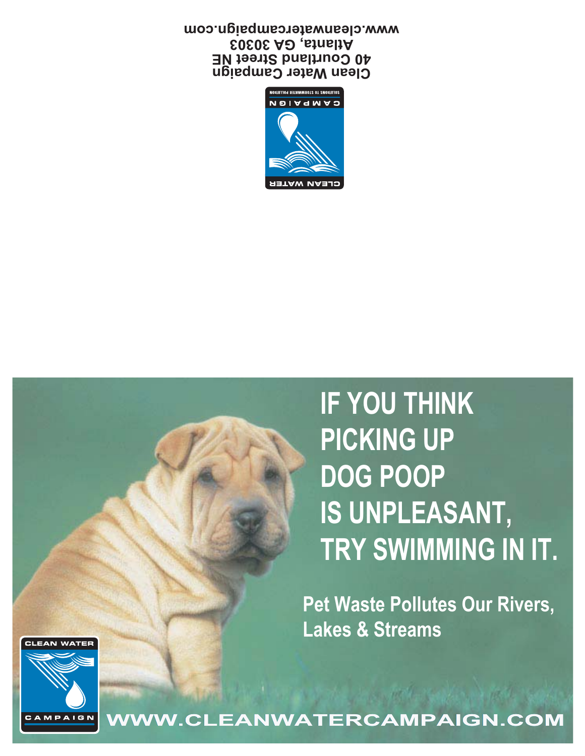Clean Water Campaign
40 Courtland Street NE
Atlanta, GA 30303
www.cleanwatercampaign.com

CLEAN WATER CAMPAIGN
SOLUTIONS TO STORMWATER POLLUTION

# IF YOU THINK PICKING UP DOG POOP IS UNPLEASANT, TRY SWIMMING IN IT.

**Pet Waste Pollutes Our Rivers, Lakes & Streams**

CLEAN WATER CAMPAIGN

WWW.CLEANWATERCAMPAIGN.COM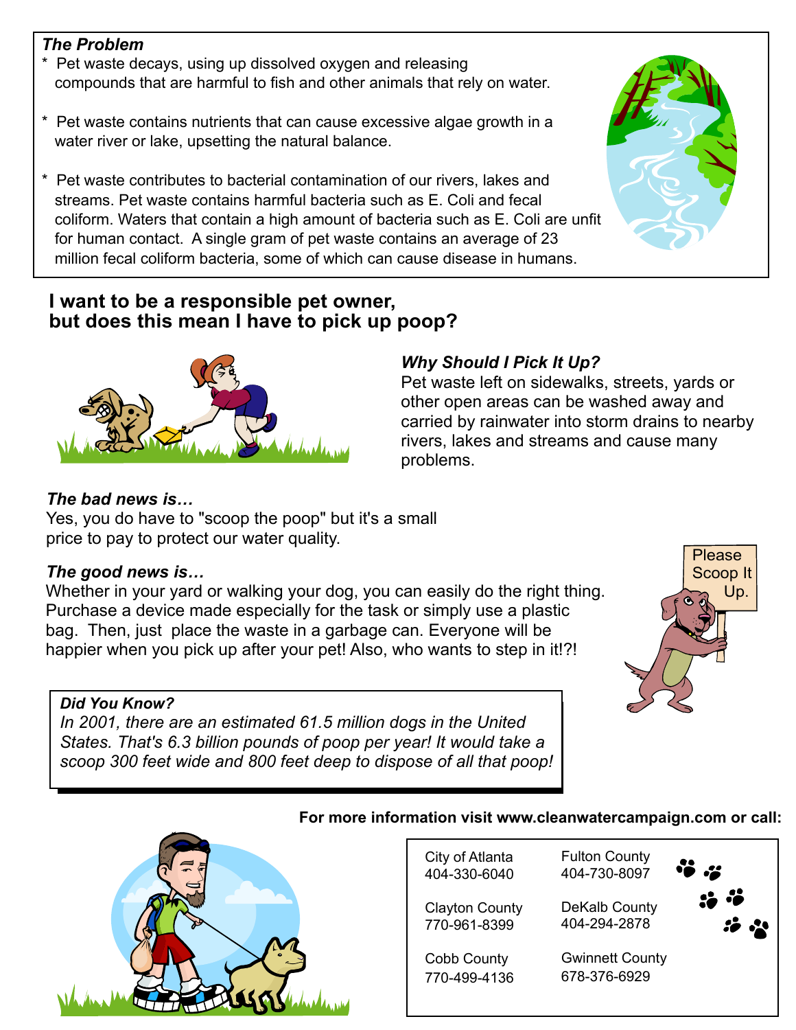### *The Problem*

* Pet waste decays, using up dissolved oxygen and releasing compounds that are harmful to fish and other animals that rely on water.

* Pet waste contains nutrients that can cause excessive algae growth in a water river or lake, upsetting the natural balance.

* Pet waste contributes to bacterial contamination of our rivers, lakes and streams. Pet waste contains harmful bacteria such as E. Coli and fecal coliform. Waters that contain a high amount of bacteria such as E. Coli are unfit for human contact. A single gram of pet waste contains an average of 23 million fecal coliform bacteria, some of which can cause disease in humans.

## I want to be a responsible pet owner, but does this mean I have to pick up poop?

### *Why Should I Pick It Up?*

Pet waste left on sidewalks, streets, yards or other open areas can be washed away and carried by rainwater into storm drains to nearby rivers, lakes and streams and cause many problems.

### *The bad news is…*

Yes, you do have to "scoop the poop" but it's a small price to pay to protect our water quality.

### *The good news is…*

Whether in your yard or walking your dog, you can easily do the right thing. Purchase a device made especially for the task or simply use a plastic bag. Then, just place the waste in a garbage can. Everyone will be happier when you pick up after your pet! Also, who wants to step in it!?!

Please Scoop It Up.

### *Did You Know?*

*In 2001, there are an estimated 61.5 million dogs in the United States. That's 6.3 billion pounds of poop per year! It would take a scoop 300 feet wide and 800 feet deep to dispose of all that poop!*

**For more information visit www.cleanwatercampaign.com or call:**

| | |
|---|---|
| City of Atlanta<br>404-330-6040 | Fulton County<br>404-730-8097 |
| Clayton County<br>770-961-8399 | DeKalb County<br>404-294-2878 |
| Cobb County<br>770-499-4136 | Gwinnett County<br>678-376-6929 |